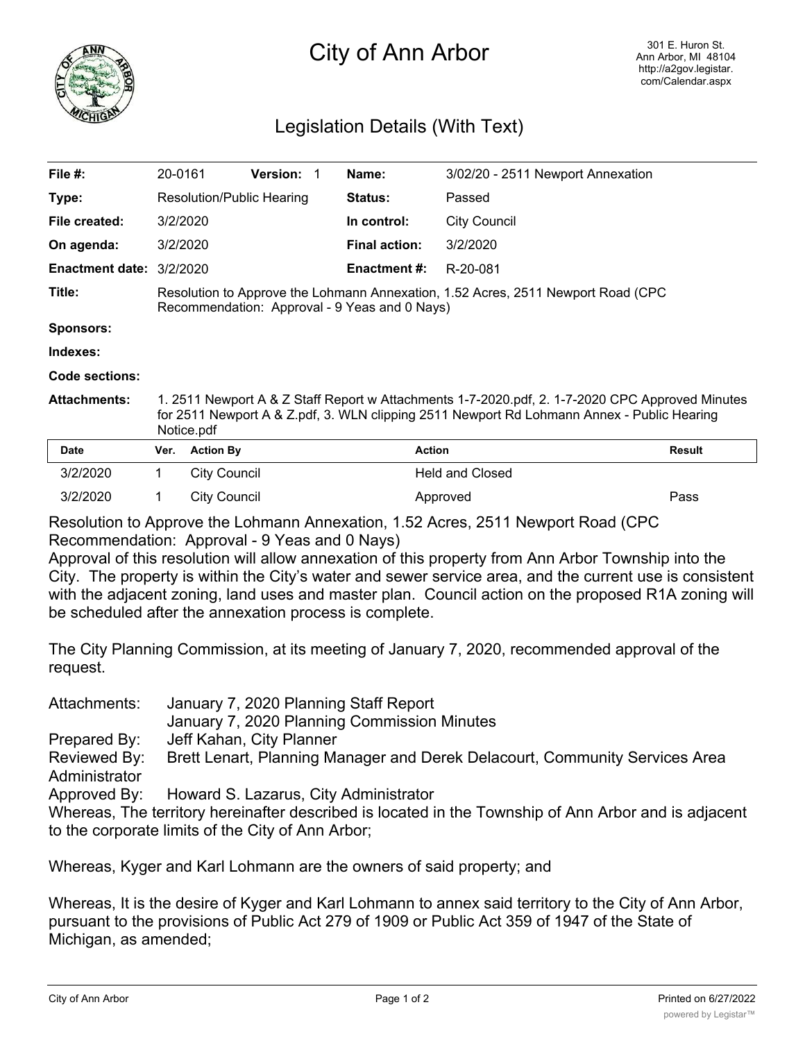# City of Ann Arbor

301 E. Huron St.
Ann Arbor, MI 48104
http://a2gov.legistar.com/Calendar.aspx

## Legislation Details (With Text)

| | | | |
|---|---|---|---|
| **File #:** | 20-0161 **Version:** 1 | **Name:** | 3/02/20 - 2511 Newport Annexation |
| **Type:** | Resolution/Public Hearing | **Status:** | Passed |
| **File created:** | 3/2/2020 | **In control:** | City Council |
| **On agenda:** | 3/2/2020 | **Final action:** | 3/2/2020 |
| **Enactment date:** | 3/2/2020 | **Enactment #:** | R-20-081 |

**Title:** Resolution to Approve the Lohmann Annexation, 1.52 Acres, 2511 Newport Road (CPC Recommendation: Approval - 9 Yeas and 0 Nays)

**Sponsors:**

**Indexes:**

**Code sections:**

**Attachments:** 1. 2511 Newport A & Z Staff Report w Attachments 1-7-2020.pdf, 2. 1-7-2020 CPC Approved Minutes for 2511 Newport A & Z.pdf, 3. WLN clipping 2511 Newport Rd Lohmann Annex - Public Hearing Notice.pdf

| Date | Ver. | Action By | Action | Result |
|---|---|---|---|---|
| 3/2/2020 | 1 | City Council | Held and Closed | |
| 3/2/2020 | 1 | City Council | Approved | Pass |

Resolution to Approve the Lohmann Annexation, 1.52 Acres, 2511 Newport Road (CPC Recommendation: Approval - 9 Yeas and 0 Nays)

Approval of this resolution will allow annexation of this property from Ann Arbor Township into the City. The property is within the City's water and sewer service area, and the current use is consistent with the adjacent zoning, land uses and master plan. Council action on the proposed R1A zoning will be scheduled after the annexation process is complete.

The City Planning Commission, at its meeting of January 7, 2020, recommended approval of the request.

Attachments: January 7, 2020 Planning Staff Report
January 7, 2020 Planning Commission Minutes

Prepared By: Jeff Kahan, City Planner

Reviewed By: Brett Lenart, Planning Manager and Derek Delacourt, Community Services Area Administrator

Approved By: Howard S. Lazarus, City Administrator

Whereas, The territory hereinafter described is located in the Township of Ann Arbor and is adjacent to the corporate limits of the City of Ann Arbor;

Whereas, Kyger and Karl Lohmann are the owners of said property; and

Whereas, It is the desire of Kyger and Karl Lohmann to annex said territory to the City of Ann Arbor, pursuant to the provisions of Public Act 279 of 1909 or Public Act 359 of 1947 of the State of Michigan, as amended;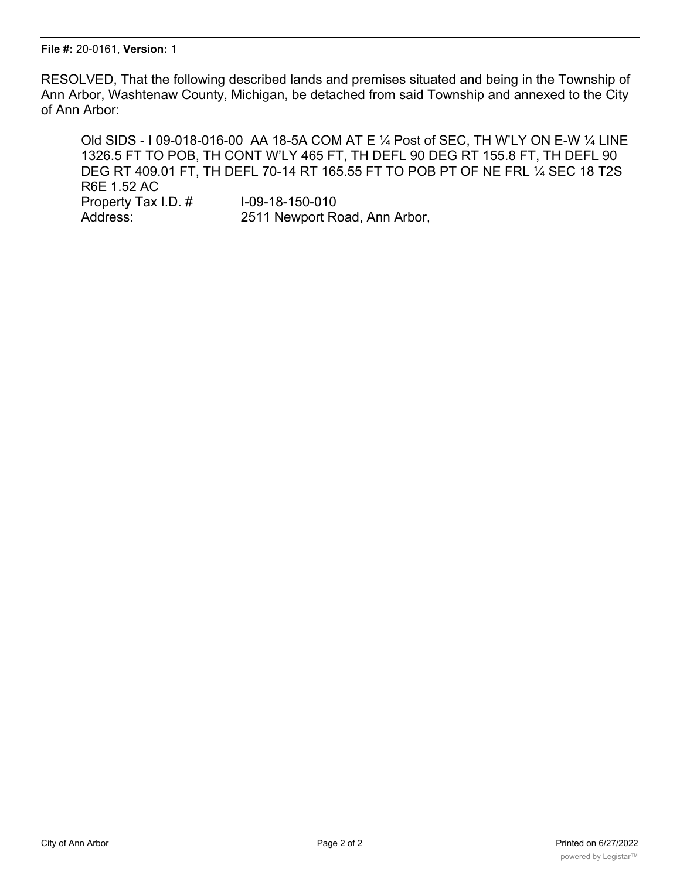RESOLVED, That the following described lands and premises situated and being in the Township of Ann Arbor, Washtenaw County, Michigan, be detached from said Township and annexed to the City of Ann Arbor:

> Old SIDS - I 09-018-016-00 AA 18-5A COM AT E ¼ Post of SEC, TH W'LY ON E-W ¼ LINE 1326.5 FT TO POB, TH CONT W'LY 465 FT, TH DEFL 90 DEG RT 155.8 FT, TH DEFL 90 DEG RT 409.01 FT, TH DEFL 70-14 RT 165.55 FT TO POB PT OF NE FRL ¼ SEC 18 T2S R6E 1.52 AC
> Property Tax I.D. # I-09-18-150-010
> Address: 2511 Newport Road, Ann Arbor,